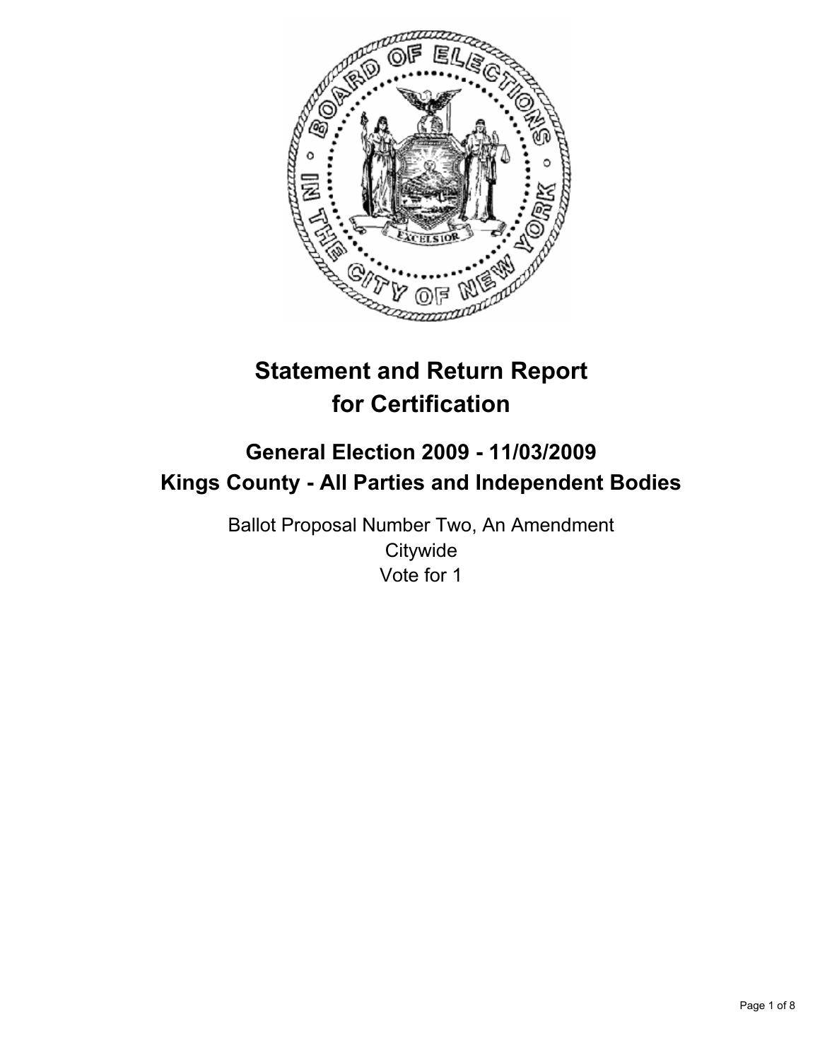# Statement and Return Report for Certification

## General Election 2009 - 11/03/2009

## Kings County - All Parties and Independent Bodies

Ballot Proposal Number Two, An Amendment

Citywide

Vote for 1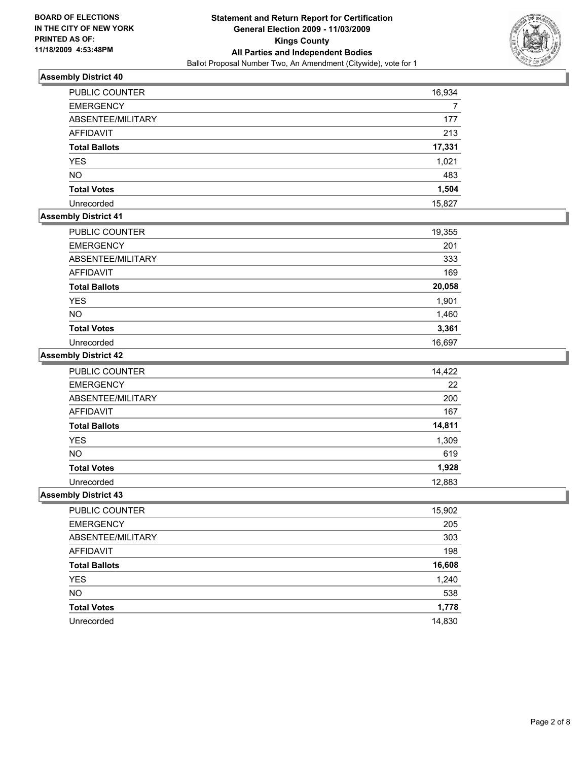**BOARD OF ELECTIONS**
**IN THE CITY OF NEW YORK**
**PRINTED AS OF:**
**11/18/2009 4:53:48PM**

**Statement and Return Report for Certification**
**General Election 2009 - 11/03/2009**
**Kings County**
**All Parties and Independent Bodies**
Ballot Proposal Number Two, An Amendment (Citywide), vote for 1

### Assembly District 40

| | |
|---|---|
| PUBLIC COUNTER | 16,934 |
| EMERGENCY | 7 |
| ABSENTEE/MILITARY | 177 |
| AFFIDAVIT | 213 |
| **Total Ballots** | **17,331** |
| YES | 1,021 |
| NO | 483 |
| **Total Votes** | **1,504** |
| Unrecorded | 15,827 |

### Assembly District 41

| | |
|---|---|
| PUBLIC COUNTER | 19,355 |
| EMERGENCY | 201 |
| ABSENTEE/MILITARY | 333 |
| AFFIDAVIT | 169 |
| **Total Ballots** | **20,058** |
| YES | 1,901 |
| NO | 1,460 |
| **Total Votes** | **3,361** |
| Unrecorded | 16,697 |

### Assembly District 42

| | |
|---|---|
| PUBLIC COUNTER | 14,422 |
| EMERGENCY | 22 |
| ABSENTEE/MILITARY | 200 |
| AFFIDAVIT | 167 |
| **Total Ballots** | **14,811** |
| YES | 1,309 |
| NO | 619 |
| **Total Votes** | **1,928** |
| Unrecorded | 12,883 |

### Assembly District 43

| | |
|---|---|
| PUBLIC COUNTER | 15,902 |
| EMERGENCY | 205 |
| ABSENTEE/MILITARY | 303 |
| AFFIDAVIT | 198 |
| **Total Ballots** | **16,608** |
| YES | 1,240 |
| NO | 538 |
| **Total Votes** | **1,778** |
| Unrecorded | 14,830 |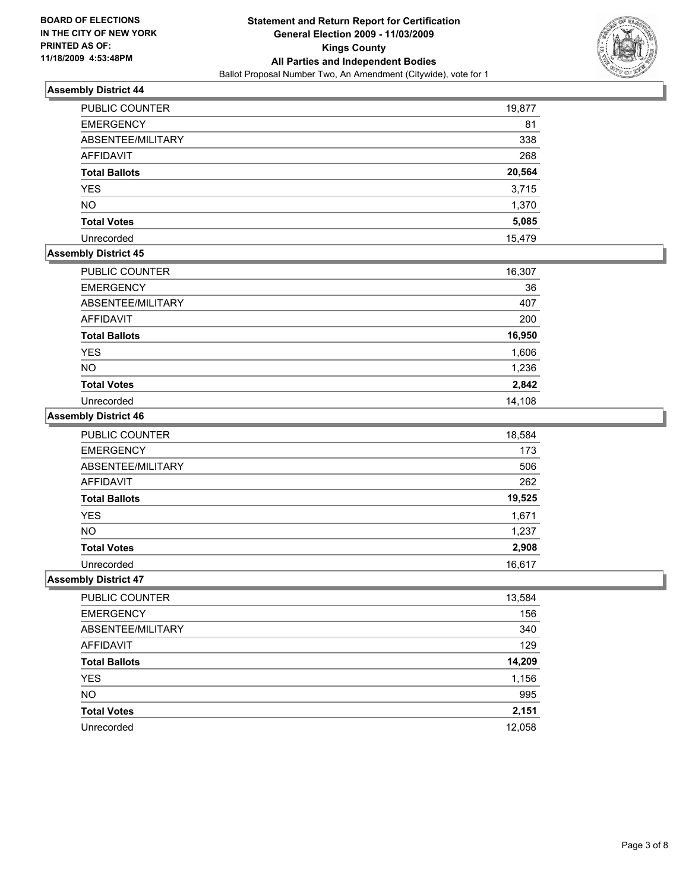BOARD OF ELECTIONS
IN THE CITY OF NEW YORK
PRINTED AS OF:
11/18/2009 4:53:48PM

**Statement and Return Report for Certification**
**General Election 2009 - 11/03/2009**
**Kings County**
**All Parties and Independent Bodies**
Ballot Proposal Number Two, An Amendment (Citywide), vote for 1

### Assembly District 44

| | |
|---|---|
| PUBLIC COUNTER | 19,877 |
| EMERGENCY | 81 |
| ABSENTEE/MILITARY | 338 |
| AFFIDAVIT | 268 |
| **Total Ballots** | **20,564** |
| YES | 3,715 |
| NO | 1,370 |
| **Total Votes** | **5,085** |
| Unrecorded | 15,479 |

### Assembly District 45

| | |
|---|---|
| PUBLIC COUNTER | 16,307 |
| EMERGENCY | 36 |
| ABSENTEE/MILITARY | 407 |
| AFFIDAVIT | 200 |
| **Total Ballots** | **16,950** |
| YES | 1,606 |
| NO | 1,236 |
| **Total Votes** | **2,842** |
| Unrecorded | 14,108 |

### Assembly District 46

| | |
|---|---|
| PUBLIC COUNTER | 18,584 |
| EMERGENCY | 173 |
| ABSENTEE/MILITARY | 506 |
| AFFIDAVIT | 262 |
| **Total Ballots** | **19,525** |
| YES | 1,671 |
| NO | 1,237 |
| **Total Votes** | **2,908** |
| Unrecorded | 16,617 |

### Assembly District 47

| | |
|---|---|
| PUBLIC COUNTER | 13,584 |
| EMERGENCY | 156 |
| ABSENTEE/MILITARY | 340 |
| AFFIDAVIT | 129 |
| **Total Ballots** | **14,209** |
| YES | 1,156 |
| NO | 995 |
| **Total Votes** | **2,151** |
| Unrecorded | 12,058 |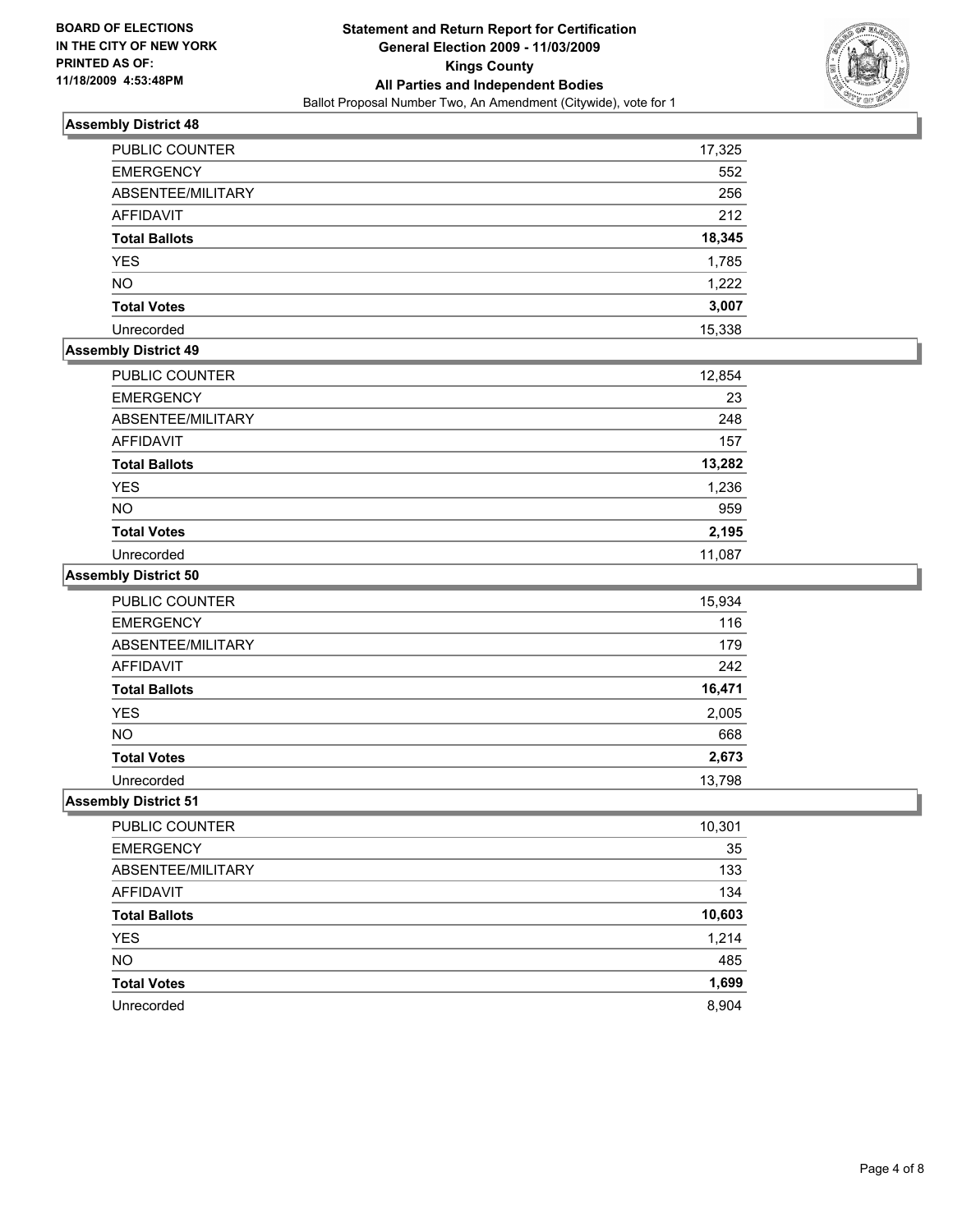**BOARD OF ELECTIONS IN THE CITY OF NEW YORK PRINTED AS OF: 11/18/2009 4:53:48PM**

# Statement and Return Report for Certification General Election 2009 - 11/03/2009 Kings County All Parties and Independent Bodies

Ballot Proposal Number Two, An Amendment (Citywide), vote for 1

## Assembly District 48

| | |
|---|---|
| PUBLIC COUNTER | 17,325 |
| EMERGENCY | 552 |
| ABSENTEE/MILITARY | 256 |
| AFFIDAVIT | 212 |
| **Total Ballots** | **18,345** |
| YES | 1,785 |
| NO | 1,222 |
| **Total Votes** | **3,007** |
| Unrecorded | 15,338 |

## Assembly District 49

| | |
|---|---|
| PUBLIC COUNTER | 12,854 |
| EMERGENCY | 23 |
| ABSENTEE/MILITARY | 248 |
| AFFIDAVIT | 157 |
| **Total Ballots** | **13,282** |
| YES | 1,236 |
| NO | 959 |
| **Total Votes** | **2,195** |
| Unrecorded | 11,087 |

## Assembly District 50

| | |
|---|---|
| PUBLIC COUNTER | 15,934 |
| EMERGENCY | 116 |
| ABSENTEE/MILITARY | 179 |
| AFFIDAVIT | 242 |
| **Total Ballots** | **16,471** |
| YES | 2,005 |
| NO | 668 |
| **Total Votes** | **2,673** |
| Unrecorded | 13,798 |

## Assembly District 51

| | |
|---|---|
| PUBLIC COUNTER | 10,301 |
| EMERGENCY | 35 |
| ABSENTEE/MILITARY | 133 |
| AFFIDAVIT | 134 |
| **Total Ballots** | **10,603** |
| YES | 1,214 |
| NO | 485 |
| **Total Votes** | **1,699** |
| Unrecorded | 8,904 |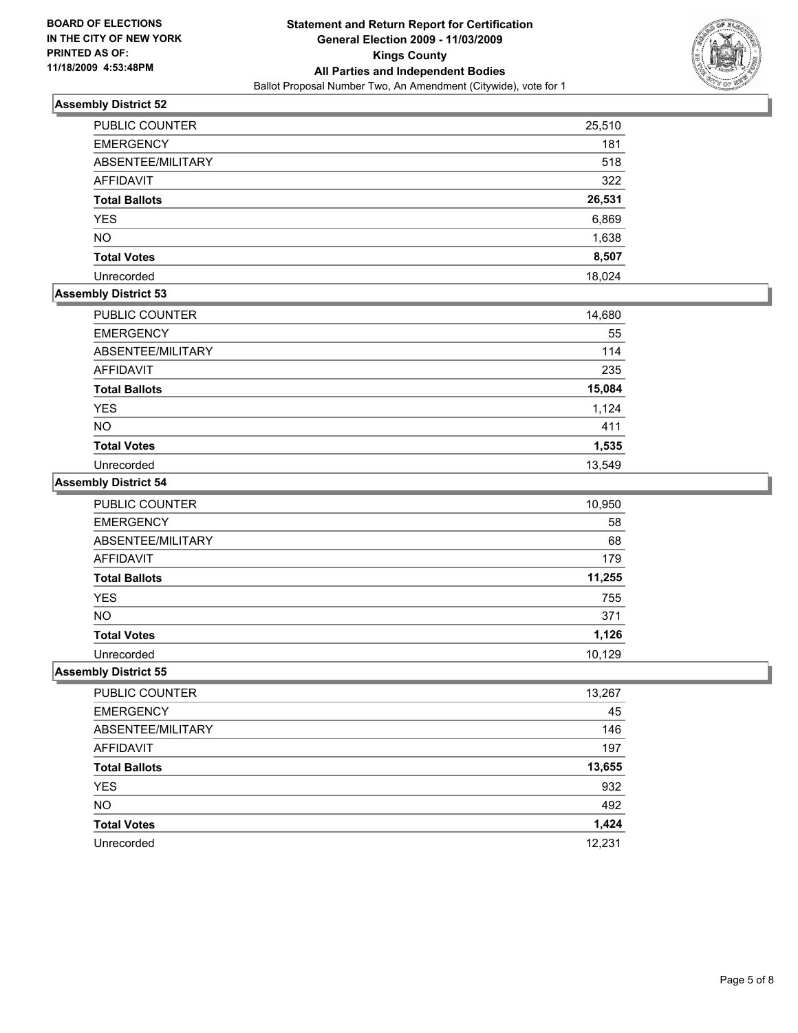**BOARD OF ELECTIONS IN THE CITY OF NEW YORK PRINTED AS OF: 11/18/2009 4:53:48PM**

# Statement and Return Report for Certification
## General Election 2009 - 11/03/2009
## Kings County
## All Parties and Independent Bodies
Ballot Proposal Number Two, An Amendment (Citywide), vote for 1

### Assembly District 52

| | |
|---|---|
| PUBLIC COUNTER | 25,510 |
| EMERGENCY | 181 |
| ABSENTEE/MILITARY | 518 |
| AFFIDAVIT | 322 |
| **Total Ballots** | **26,531** |
| YES | 6,869 |
| NO | 1,638 |
| **Total Votes** | **8,507** |
| Unrecorded | 18,024 |

### Assembly District 53

| | |
|---|---|
| PUBLIC COUNTER | 14,680 |
| EMERGENCY | 55 |
| ABSENTEE/MILITARY | 114 |
| AFFIDAVIT | 235 |
| **Total Ballots** | **15,084** |
| YES | 1,124 |
| NO | 411 |
| **Total Votes** | **1,535** |
| Unrecorded | 13,549 |

### Assembly District 54

| | |
|---|---|
| PUBLIC COUNTER | 10,950 |
| EMERGENCY | 58 |
| ABSENTEE/MILITARY | 68 |
| AFFIDAVIT | 179 |
| **Total Ballots** | **11,255** |
| YES | 755 |
| NO | 371 |
| **Total Votes** | **1,126** |
| Unrecorded | 10,129 |

### Assembly District 55

| | |
|---|---|
| PUBLIC COUNTER | 13,267 |
| EMERGENCY | 45 |
| ABSENTEE/MILITARY | 146 |
| AFFIDAVIT | 197 |
| **Total Ballots** | **13,655** |
| YES | 932 |
| NO | 492 |
| **Total Votes** | **1,424** |
| Unrecorded | 12,231 |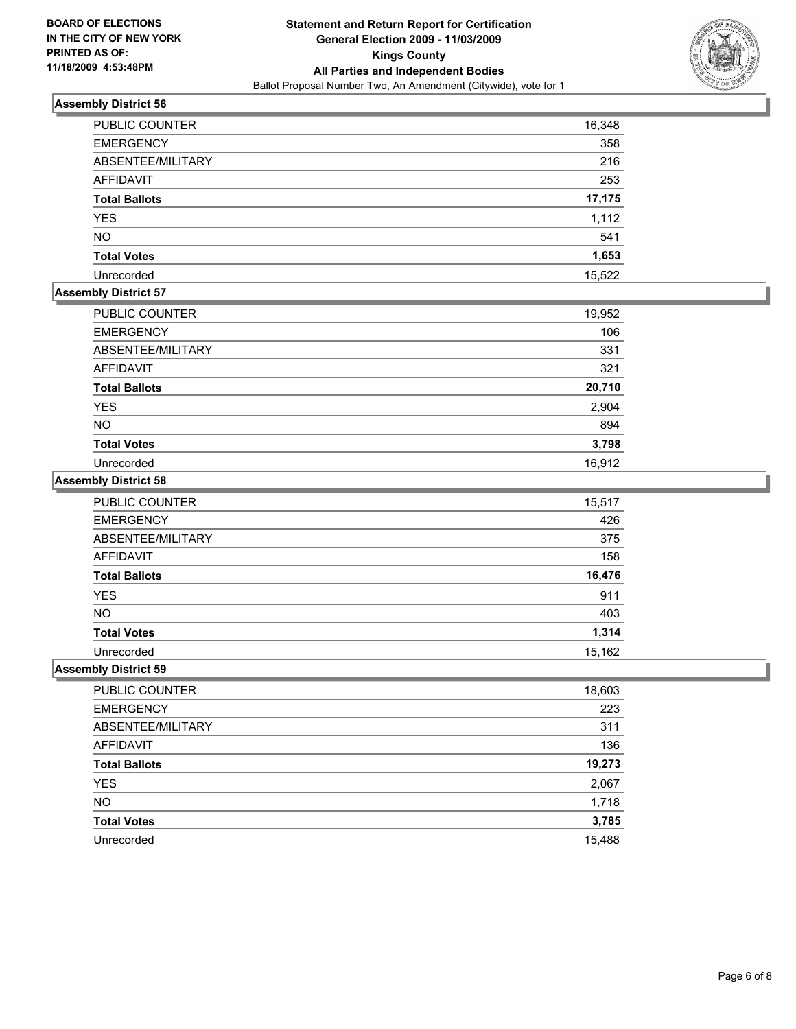**BOARD OF ELECTIONS IN THE CITY OF NEW YORK PRINTED AS OF: 11/18/2009 4:53:48PM**

# Statement and Return Report for Certification General Election 2009 - 11/03/2009 Kings County All Parties and Independent Bodies

Ballot Proposal Number Two, An Amendment (Citywide), vote for 1

## Assembly District 56

| | |
|---|---|
| PUBLIC COUNTER | 16,348 |
| EMERGENCY | 358 |
| ABSENTEE/MILITARY | 216 |
| AFFIDAVIT | 253 |
| **Total Ballots** | **17,175** |
| YES | 1,112 |
| NO | 541 |
| **Total Votes** | **1,653** |
| Unrecorded | 15,522 |

## Assembly District 57

| | |
|---|---|
| PUBLIC COUNTER | 19,952 |
| EMERGENCY | 106 |
| ABSENTEE/MILITARY | 331 |
| AFFIDAVIT | 321 |
| **Total Ballots** | **20,710** |
| YES | 2,904 |
| NO | 894 |
| **Total Votes** | **3,798** |
| Unrecorded | 16,912 |

## Assembly District 58

| | |
|---|---|
| PUBLIC COUNTER | 15,517 |
| EMERGENCY | 426 |
| ABSENTEE/MILITARY | 375 |
| AFFIDAVIT | 158 |
| **Total Ballots** | **16,476** |
| YES | 911 |
| NO | 403 |
| **Total Votes** | **1,314** |
| Unrecorded | 15,162 |

## Assembly District 59

| | |
|---|---|
| PUBLIC COUNTER | 18,603 |
| EMERGENCY | 223 |
| ABSENTEE/MILITARY | 311 |
| AFFIDAVIT | 136 |
| **Total Ballots** | **19,273** |
| YES | 2,067 |
| NO | 1,718 |
| **Total Votes** | **3,785** |
| Unrecorded | 15,488 |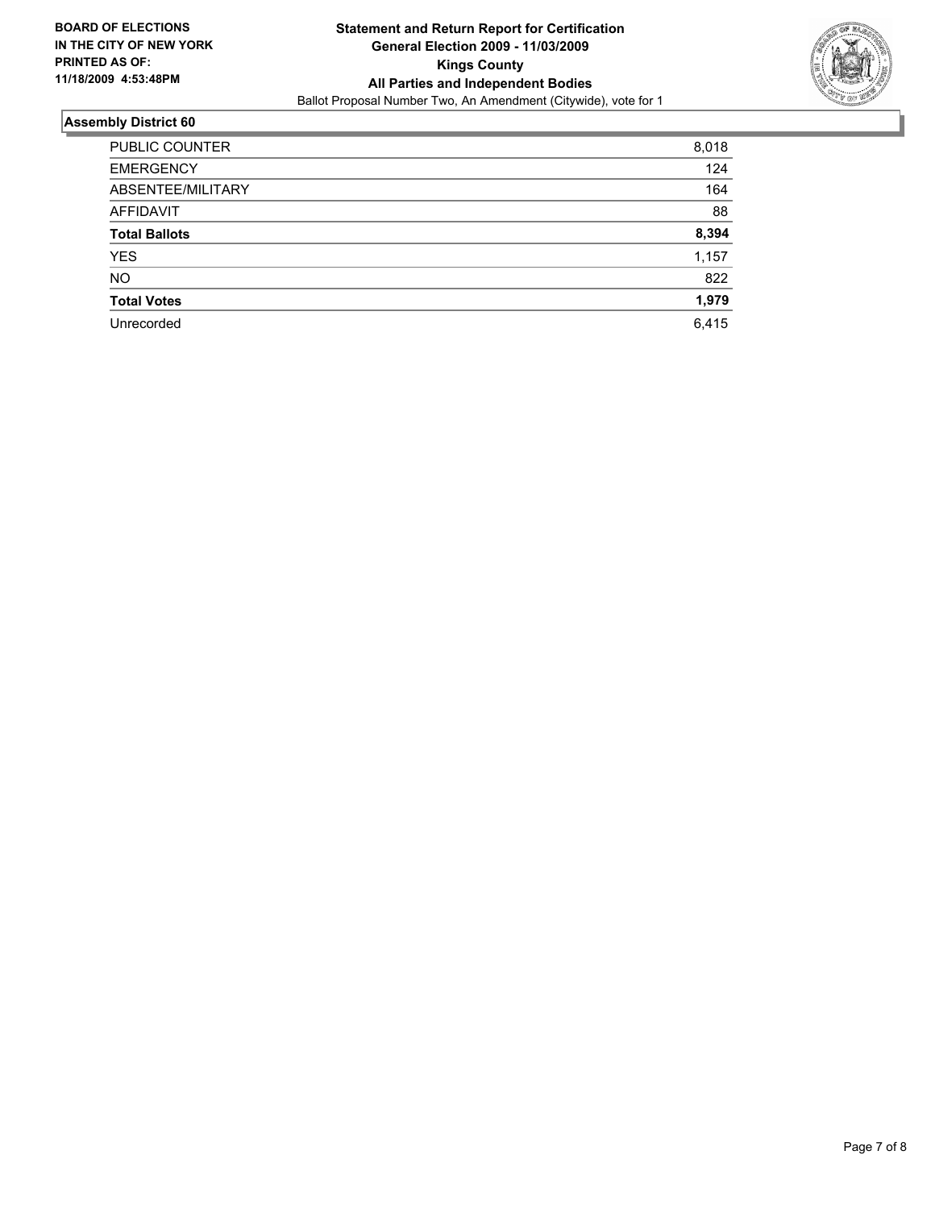**BOARD OF ELECTIONS IN THE CITY OF NEW YORK PRINTED AS OF: 11/18/2009 4:53:48PM**

# Statement and Return Report for Certification
## General Election 2009 - 11/03/2009
## Kings County
## All Parties and Independent Bodies

Ballot Proposal Number Two, An Amendment (Citywide), vote for 1

### Assembly District 60

| | |
|---|---|
| PUBLIC COUNTER | 8,018 |
| EMERGENCY | 124 |
| ABSENTEE/MILITARY | 164 |
| AFFIDAVIT | 88 |
| **Total Ballots** | **8,394** |
| YES | 1,157 |
| NO | 822 |
| **Total Votes** | **1,979** |
| Unrecorded | 6,415 |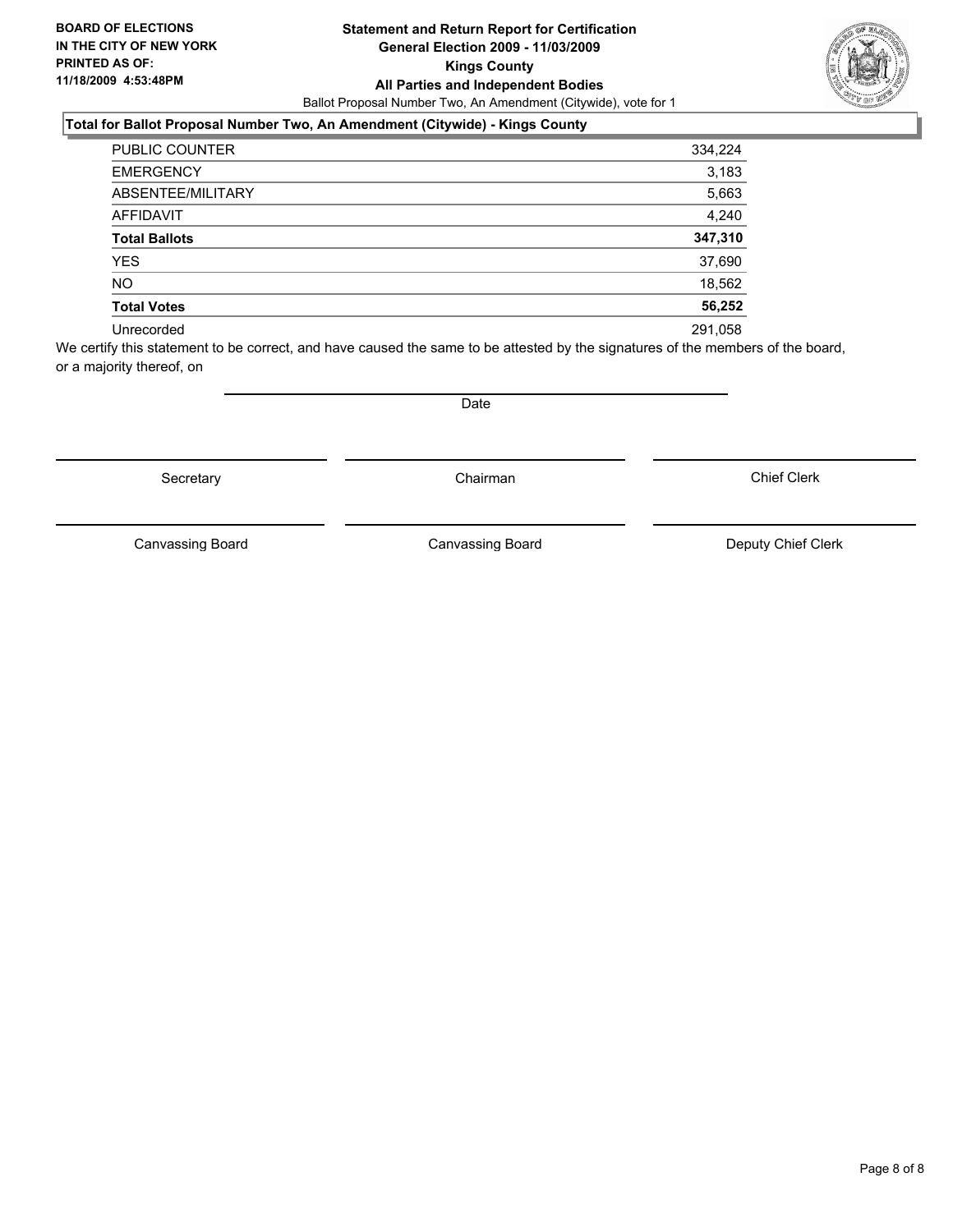**BOARD OF ELECTIONS IN THE CITY OF NEW YORK PRINTED AS OF: 11/18/2009 4:53:48PM**

**Statement and Return Report for Certification**
**General Election 2009 - 11/03/2009**
**Kings County**
**All Parties and Independent Bodies**
Ballot Proposal Number Two, An Amendment (Citywide), vote for 1

**Total for Ballot Proposal Number Two, An Amendment (Citywide) - Kings County**

| | |
|---|---|
| PUBLIC COUNTER | 334,224 |
| EMERGENCY | 3,183 |
| ABSENTEE/MILITARY | 5,663 |
| AFFIDAVIT | 4,240 |
| **Total Ballots** | **347,310** |
| YES | 37,690 |
| NO | 18,562 |
| **Total Votes** | **56,252** |
| Unrecorded | 291,058 |

We certify this statement to be correct, and have caused the same to be attested by the signatures of the members of the board, or a majority thereof, on

Date

Secretary

Chairman

Chief Clerk

Canvassing Board

Canvassing Board

Deputy Chief Clerk